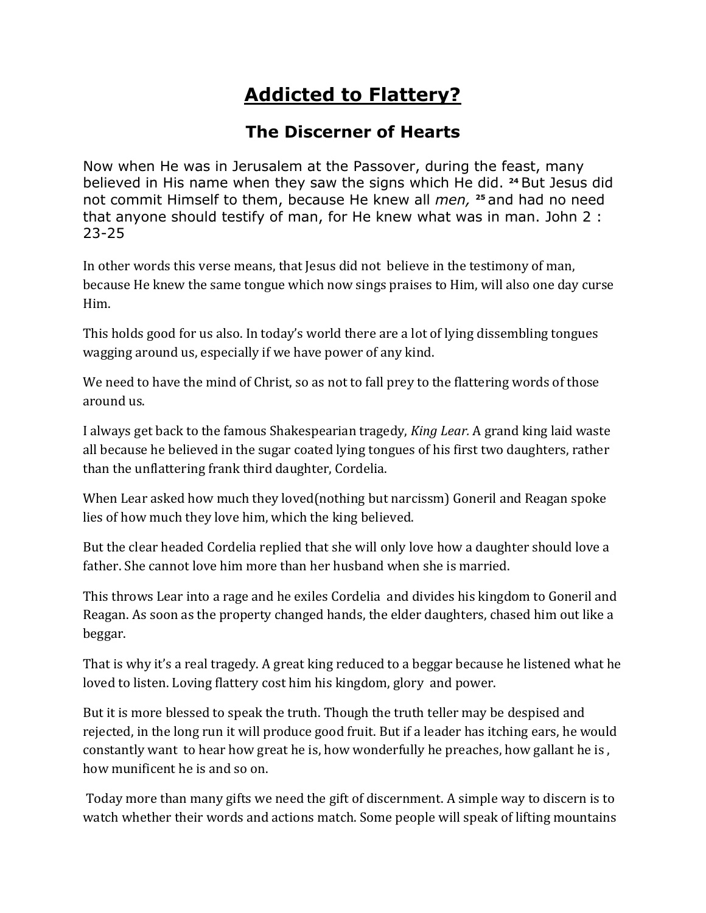# Addicted to Flattery?

## The Discerner of Hearts

Now when He was in Jerusalem at the Passover, during the feast, many believed in His name when they saw the signs which He did. [24] But Jesus did not commit Himself to them, because He knew all *men,* [25] and had no need that anyone should testify of man, for He knew what was in man. John 2 : 23-25

In other words this verse means, that Jesus did not believe in the testimony of man, because He knew the same tongue which now sings praises to Him, will also one day curse Him.

This holds good for us also. In today's world there are a lot of lying dissembling tongues wagging around us, especially if we have power of any kind.

We need to have the mind of Christ, so as not to fall prey to the flattering words of those around us.

I always get back to the famous Shakespearian tragedy, *King Lear.* A grand king laid waste all because he believed in the sugar coated lying tongues of his first two daughters, rather than the unflattering frank third daughter, Cordelia.

When Lear asked how much they loved(nothing but narcissm) Goneril and Reagan spoke lies of how much they love him, which the king believed.

But the clear headed Cordelia replied that she will only love how a daughter should love a father. She cannot love him more than her husband when she is married.

This throws Lear into a rage and he exiles Cordelia and divides his kingdom to Goneril and Reagan. As soon as the property changed hands, the elder daughters, chased him out like a beggar.

That is why it's a real tragedy. A great king reduced to a beggar because he listened what he loved to listen. Loving flattery cost him his kingdom, glory and power.

But it is more blessed to speak the truth. Though the truth teller may be despised and rejected, in the long run it will produce good fruit. But if a leader has itching ears, he would constantly want to hear how great he is, how wonderfully he preaches, how gallant he is , how munificent he is and so on.

Today more than many gifts we need the gift of discernment. A simple way to discern is to watch whether their words and actions match. Some people will speak of lifting mountains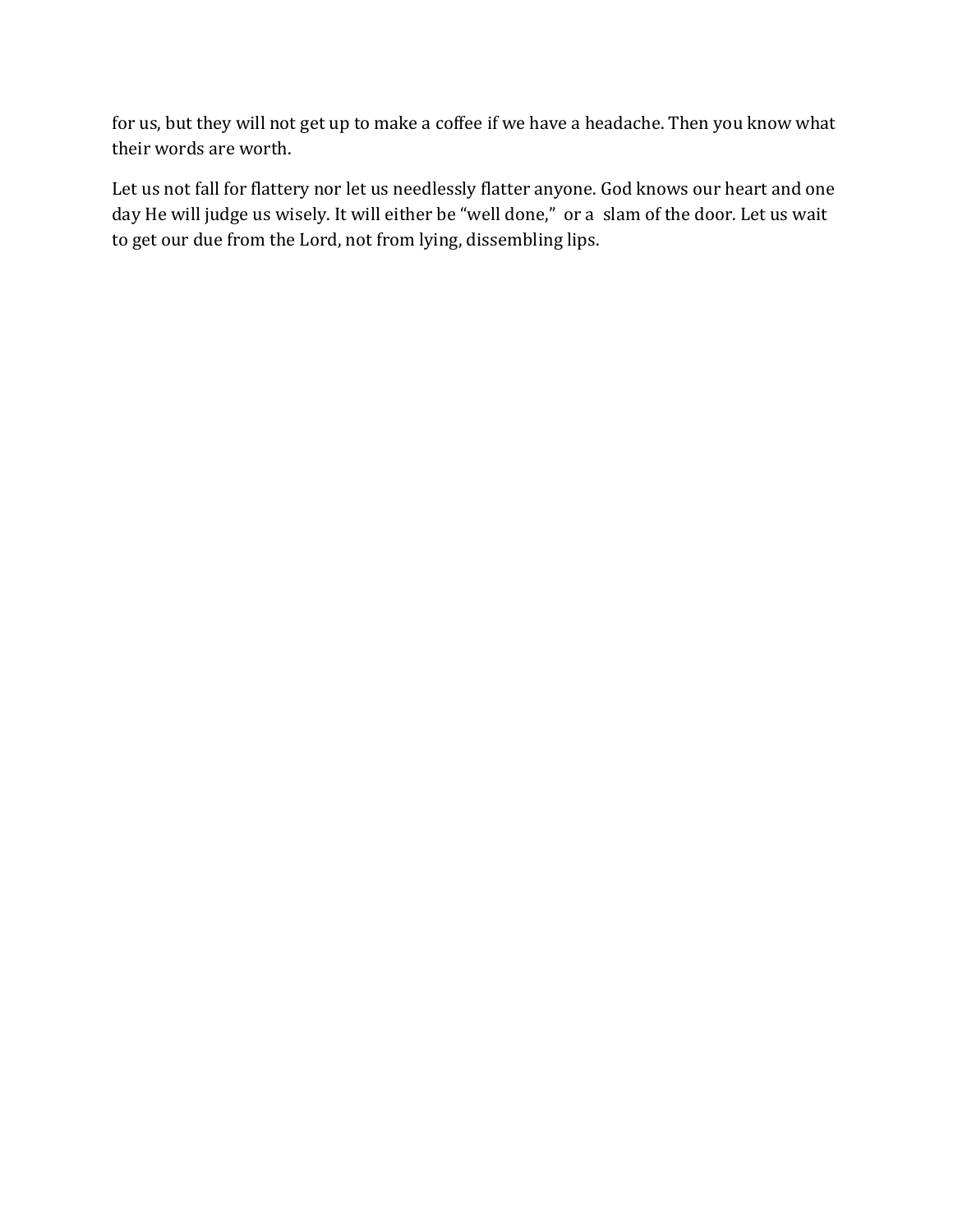for us, but they will not get up to make a coffee if we have a headache. Then you know what their words are worth.

Let us not fall for flattery nor let us needlessly flatter anyone. God knows our heart and one day He will judge us wisely. It will either be “well done,” or a slam of the door. Let us wait to get our due from the Lord, not from lying, dissembling lips.